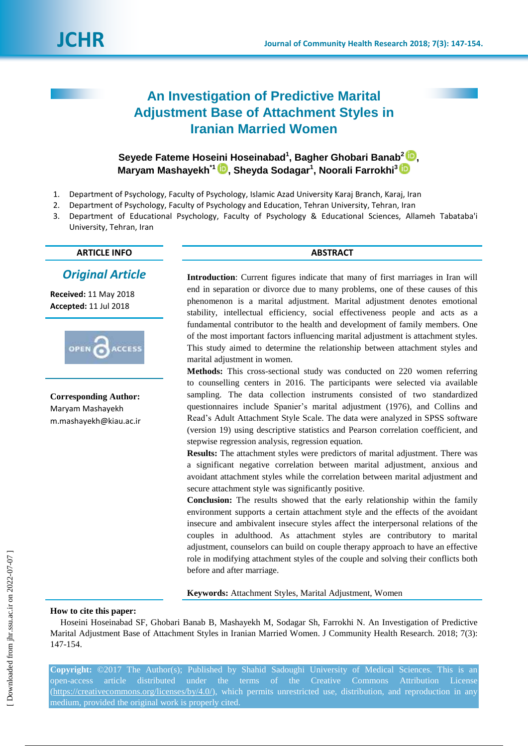# An Investigation of Predictive Marital Adjustment Base of Attachment Styles in Iranian Married Women

**Seyede Fateme Hoseini Hoseinabad[1], Bagher Ghobari Banab[2], Maryam Mashayekh[*1], Sheyda Sodagar[1], Noorali Farrokhi[3]**

1. Department of Psychology, Faculty of Psychology, Islamic Azad University Karaj Branch, Karaj, Iran
2. Department of Psychology, Faculty of Psychology and Education, Tehran University, Tehran, Iran
3. Department of Educational Psychology, Faculty of Psychology & Educational Sciences, Allameh Tabataba'i University, Tehran, Iran

## ARTICLE INFO

***Original Article***

**Received:** 11 May 2018
**Accepted:** 11 Jul 2018

**Corresponding Author:**
Maryam Mashayekh
m.mashayekh@kiau.ac.ir

## ABSTRACT

**Introduction**: Current figures indicate that many of first marriages in Iran will end in separation or divorce due to many problems, one of these causes of this phenomenon is a marital adjustment. Marital adjustment denotes emotional stability, intellectual efficiency, social effectiveness people and acts as a fundamental contributor to the health and development of family members. One of the most important factors influencing marital adjustment is attachment styles. This study aimed to determine the relationship between attachment styles and marital adjustment in women.

**Methods:** This cross-sectional study was conducted on 220 women referring to counselling centers in 2016. The participants were selected via available sampling. The data collection instruments consisted of two standardized questionnaires include Spanier's marital adjustment (1976), and Collins and Read's Adult Attachment Style Scale. The data were analyzed in SPSS software (version 19) using descriptive statistics and Pearson correlation coefficient, and stepwise regression analysis, regression equation.

**Results:** The attachment styles were predictors of marital adjustment. There was a significant negative correlation between marital adjustment, anxious and avoidant attachment styles while the correlation between marital adjustment and secure attachment style was significantly positive.

**Conclusion:** The results showed that the early relationship within the family environment supports a certain attachment style and the effects of the avoidant insecure and ambivalent insecure styles affect the interpersonal relations of the couples in adulthood. As attachment styles are contributory to marital adjustment, counselors can build on couple therapy approach to have an effective role in modifying attachment styles of the couple and solving their conflicts both before and after marriage.

**Keywords:** Attachment Styles, Marital Adjustment, Women

**How to cite this paper:**

Hoseini Hoseinabad SF, Ghobari Banab B, Mashayekh M, Sodagar Sh, Farrokhi N. An Investigation of Predictive Marital Adjustment Base of Attachment Styles in Iranian Married Women. J Community Health Research. 2018; 7(3): 147-154.

**Copyright:** ©2017 The Author(s); Published by Shahid Sadoughi University of Medical Sciences. This is an open-access article distributed under the terms of the Creative Commons Attribution License (https://creativecommons.org/licenses/by/4.0/), which permits unrestricted use, distribution, and reproduction in any medium, provided the original work is properly cited.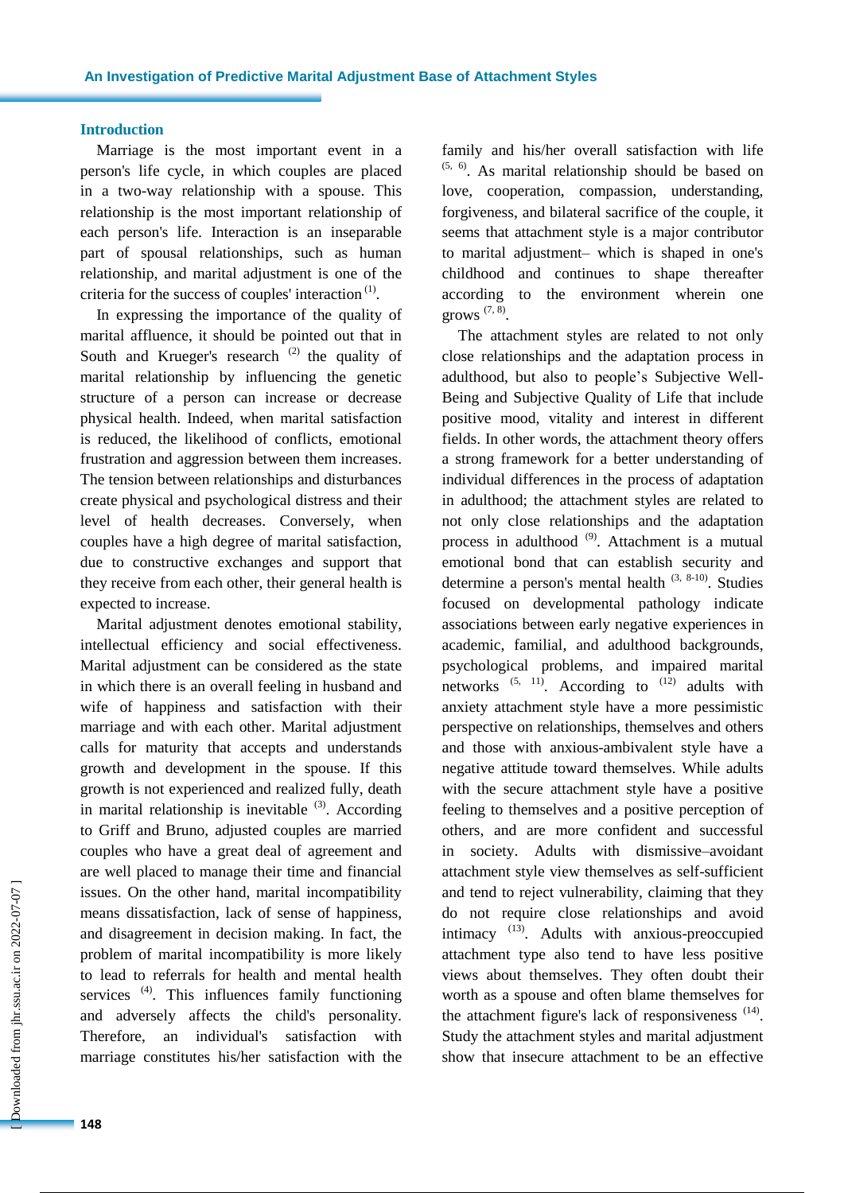## Introduction

Marriage is the most important event in a person's life cycle, in which couples are placed in a two-way relationship with a spouse. This relationship is the most important relationship of each person's life. Interaction is an inseparable part of spousal relationships, such as human relationship, and marital adjustment is one of the criteria for the success of couples' interaction [1].

In expressing the importance of the quality of marital affluence, it should be pointed out that in South and Krueger's research [2] the quality of marital relationship by influencing the genetic structure of a person can increase or decrease physical health. Indeed, when marital satisfaction is reduced, the likelihood of conflicts, emotional frustration and aggression between them increases. The tension between relationships and disturbances create physical and psychological distress and their level of health decreases. Conversely, when couples have a high degree of marital satisfaction, due to constructive exchanges and support that they receive from each other, their general health is expected to increase.

Marital adjustment denotes emotional stability, intellectual efficiency and social effectiveness. Marital adjustment can be considered as the state in which there is an overall feeling in husband and wife of happiness and satisfaction with their marriage and with each other. Marital adjustment calls for maturity that accepts and understands growth and development in the spouse. If this growth is not experienced and realized fully, death in marital relationship is inevitable [3]. According to Griff and Bruno, adjusted couples are married couples who have a great deal of agreement and are well placed to manage their time and financial issues. On the other hand, marital incompatibility means dissatisfaction, lack of sense of happiness, and disagreement in decision making. In fact, the problem of marital incompatibility is more likely to lead to referrals for health and mental health services [4]. This influences family functioning and adversely affects the child's personality. Therefore, an individual's satisfaction with marriage constitutes his/her satisfaction with the family and his/her overall satisfaction with life [5, 6]. As marital relationship should be based on love, cooperation, compassion, understanding, forgiveness, and bilateral sacrifice of the couple, it seems that attachment style is a major contributor to marital adjustment– which is shaped in one's childhood and continues to shape thereafter according to the environment wherein one grows [7, 8].

The attachment styles are related to not only close relationships and the adaptation process in adulthood, but also to people's Subjective Well-Being and Subjective Quality of Life that include positive mood, vitality and interest in different fields. In other words, the attachment theory offers a strong framework for a better understanding of individual differences in the process of adaptation in adulthood; the attachment styles are related to not only close relationships and the adaptation process in adulthood [9]. Attachment is a mutual emotional bond that can establish security and determine a person's mental health [3, 8-10]. Studies focused on developmental pathology indicate associations between early negative experiences in academic, familial, and adulthood backgrounds, psychological problems, and impaired marital networks [5, 11]. According to [12] adults with anxiety attachment style have a more pessimistic perspective on relationships, themselves and others and those with anxious-ambivalent style have a negative attitude toward themselves. While adults with the secure attachment style have a positive feeling to themselves and a positive perception of others, and are more confident and successful in society. Adults with dismissive–avoidant attachment style view themselves as self-sufficient and tend to reject vulnerability, claiming that they do not require close relationships and avoid intimacy [13]. Adults with anxious-preoccupied attachment type also tend to have less positive views about themselves. They often doubt their worth as a spouse and often blame themselves for the attachment figure's lack of responsiveness [14]. Study the attachment styles and marital adjustment show that insecure attachment to be an effective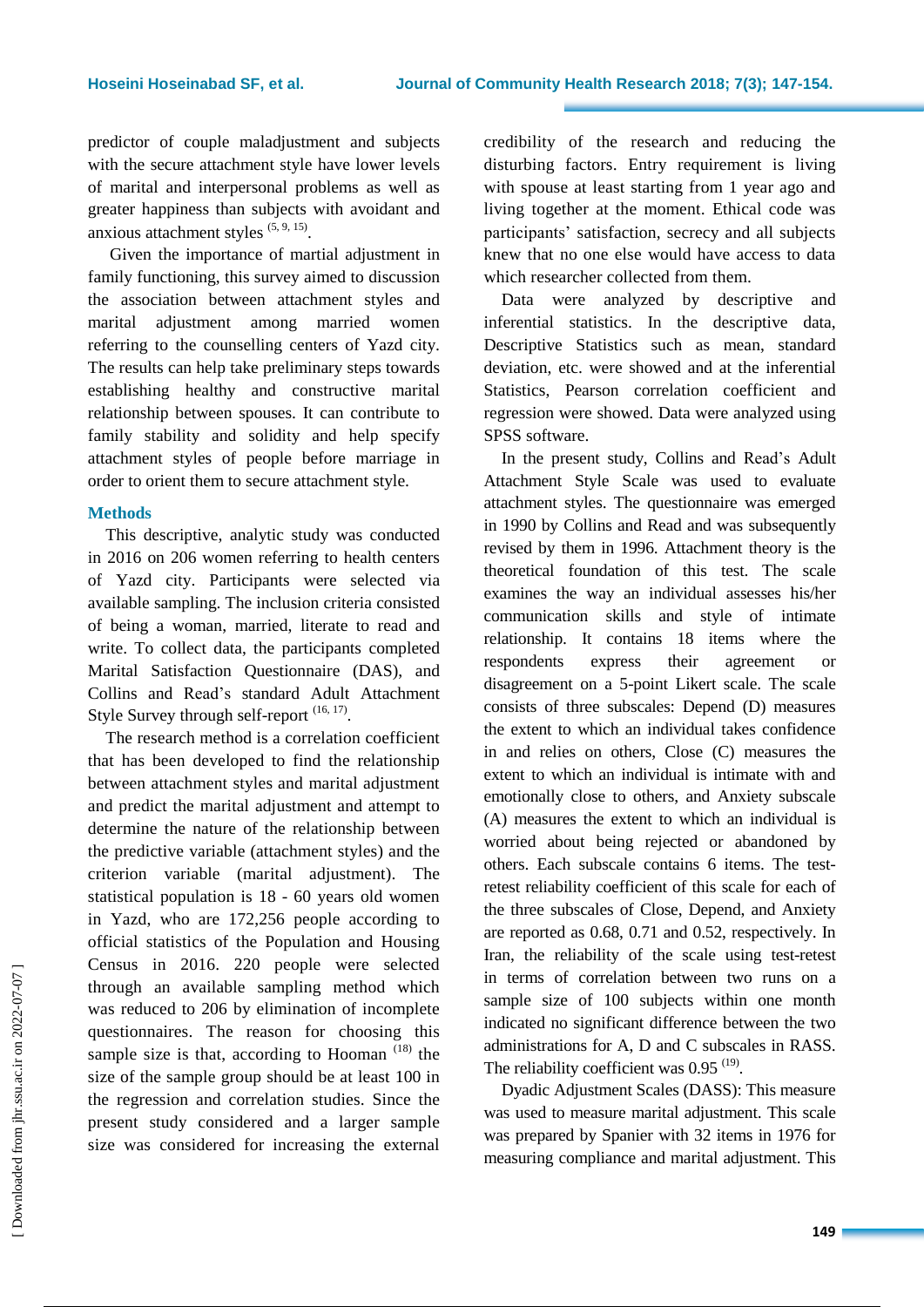predictor of couple maladjustment and subjects with the secure attachment style have lower levels of marital and interpersonal problems as well as greater happiness than subjects with avoidant and anxious attachment styles [5, 9, 15].

Given the importance of martial adjustment in family functioning, this survey aimed to discussion the association between attachment styles and marital adjustment among married women referring to the counselling centers of Yazd city. The results can help take preliminary steps towards establishing healthy and constructive marital relationship between spouses. It can contribute to family stability and solidity and help specify attachment styles of people before marriage in order to orient them to secure attachment style.

## Methods

This descriptive, analytic study was conducted in 2016 on 206 women referring to health centers of Yazd city. Participants were selected via available sampling. The inclusion criteria consisted of being a woman, married, literate to read and write. To collect data, the participants completed Marital Satisfaction Questionnaire (DAS), and Collins and Read's standard Adult Attachment Style Survey through self-report [16, 17].

The research method is a correlation coefficient that has been developed to find the relationship between attachment styles and marital adjustment and predict the marital adjustment and attempt to determine the nature of the relationship between the predictive variable (attachment styles) and the criterion variable (marital adjustment). The statistical population is 18 - 60 years old women in Yazd, who are 172,256 people according to official statistics of the Population and Housing Census in 2016. 220 people were selected through an available sampling method which was reduced to 206 by elimination of incomplete questionnaires. The reason for choosing this sample size is that, according to Hooman [18] the size of the sample group should be at least 100 in the regression and correlation studies. Since the present study considered and a larger sample size was considered for increasing the external credibility of the research and reducing the disturbing factors. Entry requirement is living with spouse at least starting from 1 year ago and living together at the moment. Ethical code was participants' satisfaction, secrecy and all subjects knew that no one else would have access to data which researcher collected from them.

Data were analyzed by descriptive and inferential statistics. In the descriptive data, Descriptive Statistics such as mean, standard deviation, etc. were showed and at the inferential Statistics, Pearson correlation coefficient and regression were showed. Data were analyzed using SPSS software.

In the present study, Collins and Read's Adult Attachment Style Scale was used to evaluate attachment styles. The questionnaire was emerged in 1990 by Collins and Read and was subsequently revised by them in 1996. Attachment theory is the theoretical foundation of this test. The scale examines the way an individual assesses his/her communication skills and style of intimate relationship. It contains 18 items where the respondents express their agreement or disagreement on a 5-point Likert scale. The scale consists of three subscales: Depend (D) measures the extent to which an individual takes confidence in and relies on others, Close (C) measures the extent to which an individual is intimate with and emotionally close to others, and Anxiety subscale (A) measures the extent to which an individual is worried about being rejected or abandoned by others. Each subscale contains 6 items. The test-retest reliability coefficient of this scale for each of the three subscales of Close, Depend, and Anxiety are reported as 0.68, 0.71 and 0.52, respectively. In Iran, the reliability of the scale using test-retest in terms of correlation between two runs on a sample size of 100 subjects within one month indicated no significant difference between the two administrations for A, D and C subscales in RASS. The reliability coefficient was 0.95 [19].

Dyadic Adjustment Scales (DASS): This measure was used to measure marital adjustment. This scale was prepared by Spanier with 32 items in 1976 for measuring compliance and marital adjustment. This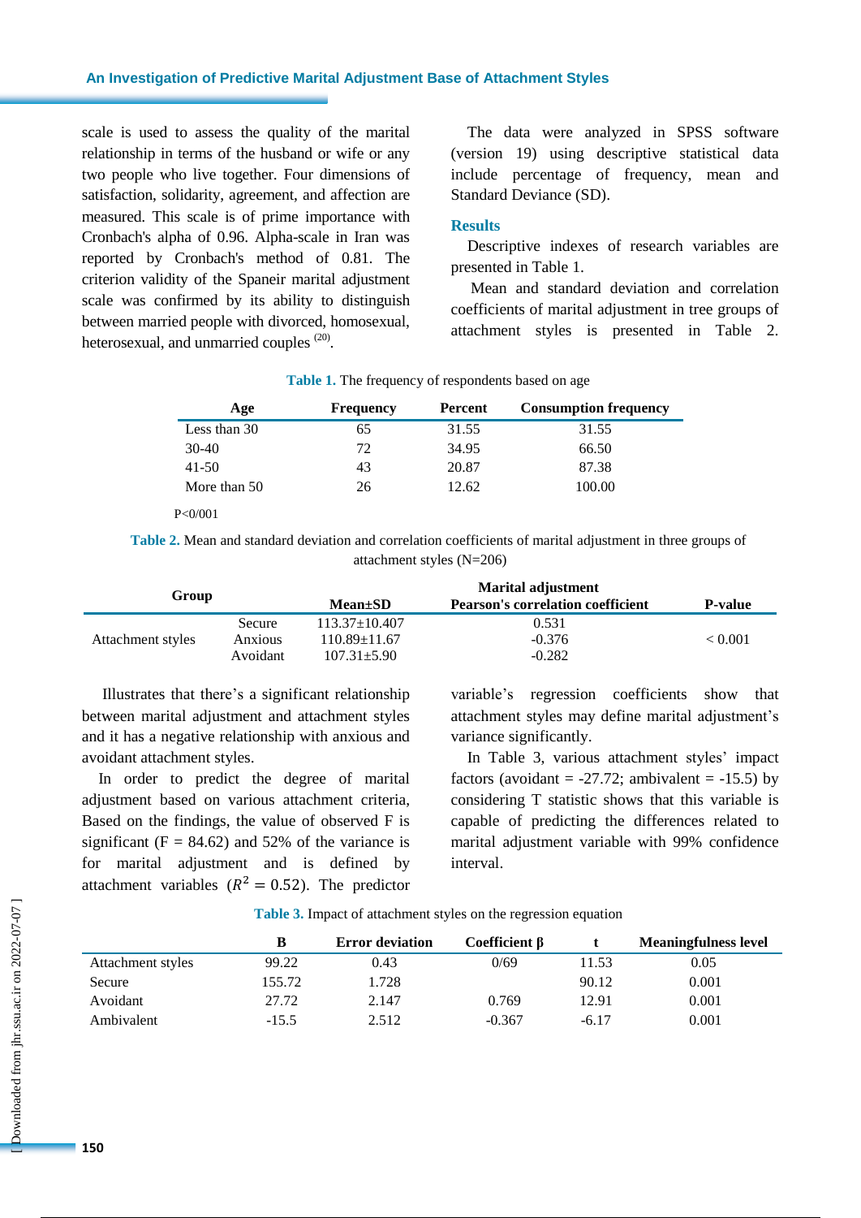scale is used to assess the quality of the marital relationship in terms of the husband or wife or any two people who live together. Four dimensions of satisfaction, solidarity, agreement, and affection are measured. This scale is of prime importance with Cronbach's alpha of 0.96. Alpha-scale in Iran was reported by Cronbach's method of 0.81. The criterion validity of the Spaneir marital adjustment scale was confirmed by its ability to distinguish between married people with divorced, homosexual, heterosexual, and unmarried couples [20].

The data were analyzed in SPSS software (version 19) using descriptive statistical data include percentage of frequency, mean and Standard Deviance (SD).

## Results

Descriptive indexes of research variables are presented in Table 1.

Mean and standard deviation and correlation coefficients of marital adjustment in tree groups of attachment styles is presented in Table 2.

**Table 1.** The frequency of respondents based on age

| Age | Frequency | Percent | Consumption frequency |
|---|---|---|---|
| Less than 30 | 65 | 31.55 | 31.55 |
| 30-40 | 72 | 34.95 | 66.50 |
| 41-50 | 43 | 20.87 | 87.38 |
| More than 50 | 26 | 12.62 | 100.00 |

P<0/001

**Table 2.** Mean and standard deviation and correlation coefficients of marital adjustment in three groups of attachment styles (N=206)

| Group | | Marital adjustment | | |
|---|---|---|---|---|
| | | Mean±SD | Pearson's correlation coefficient | P-value |
| Attachment styles | Secure | 113.37±10.407 | 0.531 | < 0.001 |
| | Anxious | 110.89±11.67 | -0.376 | |
| | Avoidant | 107.31±5.90 | -0.282 | |

Illustrates that there's a significant relationship between marital adjustment and attachment styles and it has a negative relationship with anxious and avoidant attachment styles.

In order to predict the degree of marital adjustment based on various attachment criteria, Based on the findings, the value of observed F is significant (F = 84.62) and 52% of the variance is for marital adjustment and is defined by attachment variables ($R^2 = 0.52$). The predictor variable's regression coefficients show that attachment styles may define marital adjustment's variance significantly.

In Table 3, various attachment styles' impact factors (avoidant = -27.72; ambivalent = -15.5) by considering T statistic shows that this variable is capable of predicting the differences related to marital adjustment variable with 99% confidence interval.

**Table 3.** Impact of attachment styles on the regression equation

| | B | Error deviation | Coefficient β | t | Meaningfulness level |
|---|---|---|---|---|---|
| Attachment styles | 99.22 | 0.43 | 0/69 | 11.53 | 0.05 |
| Secure | 155.72 | 1.728 | | 90.12 | 0.001 |
| Avoidant | 27.72 | 2.147 | 0.769 | 12.91 | 0.001 |
| Ambivalent | -15.5 | 2.512 | -0.367 | -6.17 | 0.001 |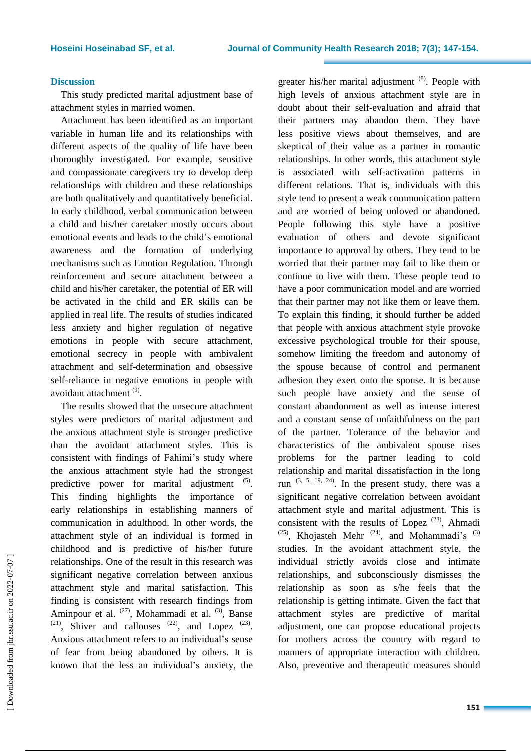## Discussion

This study predicted marital adjustment base of attachment styles in married women.

Attachment has been identified as an important variable in human life and its relationships with different aspects of the quality of life have been thoroughly investigated. For example, sensitive and compassionate caregivers try to develop deep relationships with children and these relationships are both qualitatively and quantitatively beneficial. In early childhood, verbal communication between a child and his/her caretaker mostly occurs about emotional events and leads to the child's emotional awareness and the formation of underlying mechanisms such as Emotion Regulation. Through reinforcement and secure attachment between a child and his/her caretaker, the potential of ER will be activated in the child and ER skills can be applied in real life. The results of studies indicated less anxiety and higher regulation of negative emotions in people with secure attachment, emotional secrecy in people with ambivalent attachment and self-determination and obsessive self-reliance in negative emotions in people with avoidant attachment [9].

The results showed that the unsecure attachment styles were predictors of marital adjustment and the anxious attachment style is stronger predictive than the avoidant attachment styles. This is consistent with findings of Fahimi's study where the anxious attachment style had the strongest predictive power for marital adjustment [5]. This finding highlights the importance of early relationships in establishing manners of communication in adulthood. In other words, the attachment style of an individual is formed in childhood and is predictive of his/her future relationships. One of the result in this research was significant negative correlation between anxious attachment style and marital satisfaction. This finding is consistent with research findings from Aminpour et al. [27], Mohammadi et al. [3], Banse [21], Shiver and callouses [22], and Lopez [23]. Anxious attachment refers to an individual's sense of fear from being abandoned by others. It is known that the less an individual's anxiety, the greater his/her marital adjustment [8]. People with high levels of anxious attachment style are in doubt about their self-evaluation and afraid that their partners may abandon them. They have less positive views about themselves, and are skeptical of their value as a partner in romantic relationships. In other words, this attachment style is associated with self-activation patterns in different relations. That is, individuals with this style tend to present a weak communication pattern and are worried of being unloved or abandoned. People following this style have a positive evaluation of others and devote significant importance to approval by others. They tend to be worried that their partner may fail to like them or continue to live with them. These people tend to have a poor communication model and are worried that their partner may not like them or leave them. To explain this finding, it should further be added that people with anxious attachment style provoke excessive psychological trouble for their spouse, somehow limiting the freedom and autonomy of the spouse because of control and permanent adhesion they exert onto the spouse. It is because such people have anxiety and the sense of constant abandonment as well as intense interest and a constant sense of unfaithfulness on the part of the partner. Tolerance of the behavior and characteristics of the ambivalent spouse rises problems for the partner leading to cold relationship and marital dissatisfaction in the long run [3, 5, 19, 24]. In the present study, there was a significant negative correlation between avoidant attachment style and marital adjustment. This is consistent with the results of Lopez [23], Ahmadi [25], Khojasteh Mehr [24], and Mohammadi's [3] studies. In the avoidant attachment style, the individual strictly avoids close and intimate relationships, and subconsciously dismisses the relationship as soon as s/he feels that the relationship is getting intimate. Given the fact that attachment styles are predictive of marital adjustment, one can propose educational projects for mothers across the country with regard to manners of appropriate interaction with children. Also, preventive and therapeutic measures should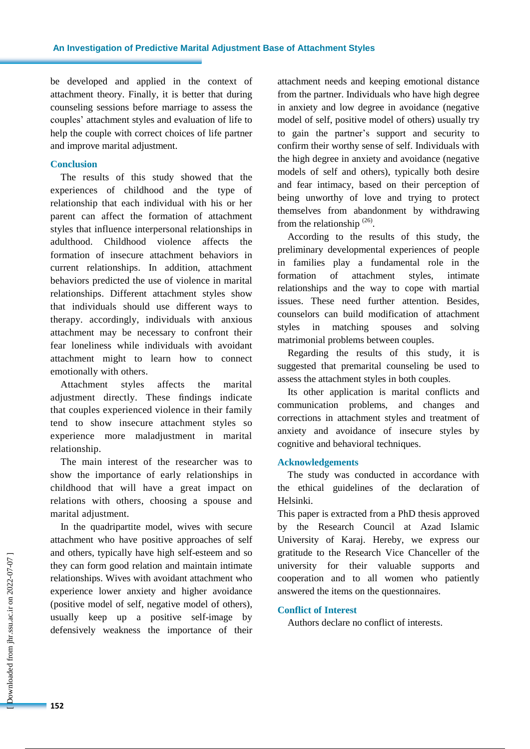be developed and applied in the context of attachment theory. Finally, it is better that during counseling sessions before marriage to assess the couples' attachment styles and evaluation of life to help the couple with correct choices of life partner and improve marital adjustment.

## Conclusion

The results of this study showed that the experiences of childhood and the type of relationship that each individual with his or her parent can affect the formation of attachment styles that influence interpersonal relationships in adulthood. Childhood violence affects the formation of insecure attachment behaviors in current relationships. In addition, attachment behaviors predicted the use of violence in marital relationships. Different attachment styles show that individuals should use different ways to therapy. accordingly, individuals with anxious attachment may be necessary to confront their fear loneliness while individuals with avoidant attachment might to learn how to connect emotionally with others.

Attachment styles affects the marital adjustment directly. These findings indicate that couples experienced violence in their family tend to show insecure attachment styles so experience more maladjustment in marital relationship.

The main interest of the researcher was to show the importance of early relationships in childhood that will have a great impact on relations with others, choosing a spouse and marital adjustment.

In the quadripartite model, wives with secure attachment who have positive approaches of self and others, typically have high self-esteem and so they can form good relation and maintain intimate relationships. Wives with avoidant attachment who experience lower anxiety and higher avoidance (positive model of self, negative model of others), usually keep up a positive self-image by defensively weakness the importance of their attachment needs and keeping emotional distance from the partner. Individuals who have high degree in anxiety and low degree in avoidance (negative model of self, positive model of others) usually try to gain the partner's support and security to confirm their worthy sense of self. Individuals with the high degree in anxiety and avoidance (negative models of self and others), typically both desire and fear intimacy, based on their perception of being unworthy of love and trying to protect themselves from abandonment by withdrawing from the relationship [26].

According to the results of this study, the preliminary developmental experiences of people in families play a fundamental role in the formation of attachment styles, intimate relationships and the way to cope with martial issues. These need further attention. Besides, counselors can build modification of attachment styles in matching spouses and solving matrimonial problems between couples.

Regarding the results of this study, it is suggested that premarital counseling be used to assess the attachment styles in both couples.

Its other application is marital conflicts and communication problems, and changes and corrections in attachment styles and treatment of anxiety and avoidance of insecure styles by cognitive and behavioral techniques.

## Acknowledgements

The study was conducted in accordance with the ethical guidelines of the declaration of Helsinki.

This paper is extracted from a PhD thesis approved by the Research Council at Azad Islamic University of Karaj. Hereby, we express our gratitude to the Research Vice Chanceller of the university for their valuable supports and cooperation and to all women who patiently answered the items on the questionnaires.

## Conflict of Interest

Authors declare no conflict of interests.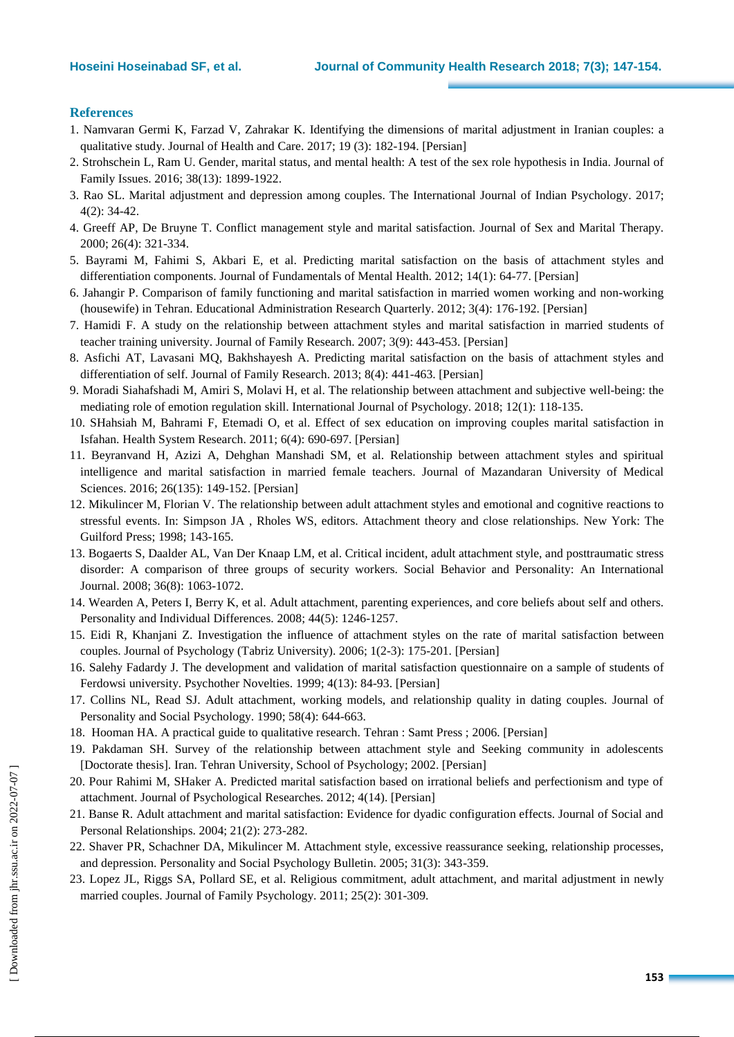## References

1. Namvaran Germi K, Farzad V, Zahrakar K. Identifying the dimensions of marital adjustment in Iranian couples: a qualitative study. Journal of Health and Care. 2017; 19 (3): 182-194. [Persian]
2. Strohschein L, Ram U. Gender, marital status, and mental health: A test of the sex role hypothesis in India. Journal of Family Issues. 2016; 38(13): 1899-1922.
3. Rao SL. Marital adjustment and depression among couples. The International Journal of Indian Psychology. 2017; 4(2): 34-42.
4. Greeff AP, De Bruyne T. Conflict management style and marital satisfaction. Journal of Sex and Marital Therapy. 2000; 26(4): 321-334.
5. Bayrami M, Fahimi S, Akbari E, et al. Predicting marital satisfaction on the basis of attachment styles and differentiation components. Journal of Fundamentals of Mental Health. 2012; 14(1): 64-77. [Persian]
6. Jahangir P. Comparison of family functioning and marital satisfaction in married women working and non-working (housewife) in Tehran. Educational Administration Research Quarterly. 2012; 3(4): 176-192. [Persian]
7. Hamidi F. A study on the relationship between attachment styles and marital satisfaction in married students of teacher training university. Journal of Family Research. 2007; 3(9): 443-453. [Persian]
8. Asfichi AT, Lavasani MQ, Bakhshayesh A. Predicting marital satisfaction on the basis of attachment styles and differentiation of self. Journal of Family Research. 2013; 8(4): 441-463. [Persian]
9. Moradi Siahafshadi M, Amiri S, Molavi H, et al. The relationship between attachment and subjective well-being: the mediating role of emotion regulation skill. International Journal of Psychology. 2018; 12(1): 118-135.
10. SHahsiah M, Bahrami F, Etemadi O, et al. Effect of sex education on improving couples marital satisfaction in Isfahan. Health System Research. 2011; 6(4): 690-697. [Persian]
11. Beyranvand H, Azizi A, Dehghan Manshadi SM, et al. Relationship between attachment styles and spiritual intelligence and marital satisfaction in married female teachers. Journal of Mazandaran University of Medical Sciences. 2016; 26(135): 149-152. [Persian]
12. Mikulincer M, Florian V. The relationship between adult attachment styles and emotional and cognitive reactions to stressful events. In: Simpson JA , Rholes WS, editors. Attachment theory and close relationships. New York: The Guilford Press; 1998; 143-165.
13. Bogaerts S, Daalder AL, Van Der Knaap LM, et al. Critical incident, adult attachment style, and posttraumatic stress disorder: A comparison of three groups of security workers. Social Behavior and Personality: An International Journal. 2008; 36(8): 1063-1072.
14. Wearden A, Peters I, Berry K, et al. Adult attachment, parenting experiences, and core beliefs about self and others. Personality and Individual Differences. 2008; 44(5): 1246-1257.
15. Eidi R, Khanjani Z. Investigation the influence of attachment styles on the rate of marital satisfaction between couples. Journal of Psychology (Tabriz University). 2006; 1(2-3): 175-201. [Persian]
16. Salehy Fadardy J. The development and validation of marital satisfaction questionnaire on a sample of students of Ferdowsi university. Psychother Novelties. 1999; 4(13): 84-93. [Persian]
17. Collins NL, Read SJ. Adult attachment, working models, and relationship quality in dating couples. Journal of Personality and Social Psychology. 1990; 58(4): 644-663.
18. Hooman HA. A practical guide to qualitative research. Tehran : Samt Press ; 2006. [Persian]
19. Pakdaman SH. Survey of the relationship between attachment style and Seeking community in adolescents [Doctorate thesis]. Iran. Tehran University, School of Psychology; 2002. [Persian]
20. Pour Rahimi M, SHaker A. Predicted marital satisfaction based on irrational beliefs and perfectionism and type of attachment. Journal of Psychological Researches. 2012; 4(14). [Persian]
21. Banse R. Adult attachment and marital satisfaction: Evidence for dyadic configuration effects. Journal of Social and Personal Relationships. 2004; 21(2): 273-282.
22. Shaver PR, Schachner DA, Mikulincer M. Attachment style, excessive reassurance seeking, relationship processes, and depression. Personality and Social Psychology Bulletin. 2005; 31(3): 343-359.
23. Lopez JL, Riggs SA, Pollard SE, et al. Religious commitment, adult attachment, and marital adjustment in newly married couples. Journal of Family Psychology. 2011; 25(2): 301-309.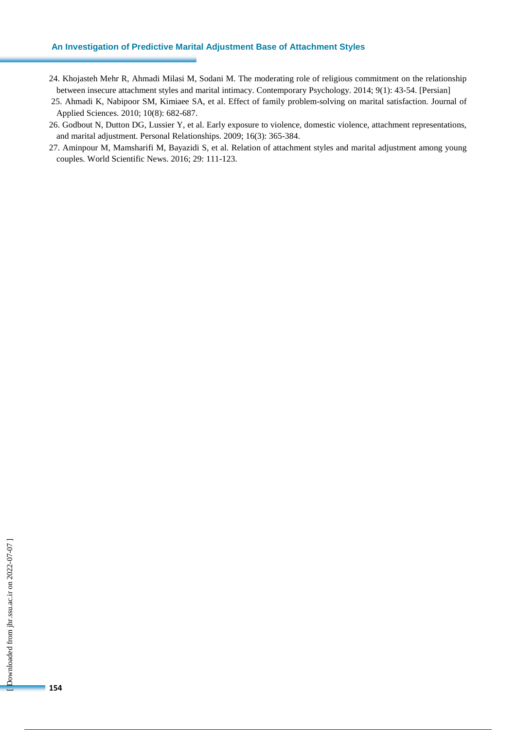24. Khojasteh Mehr R, Ahmadi Milasi M, Sodani M. The moderating role of religious commitment on the relationship between insecure attachment styles and marital intimacy. Contemporary Psychology. 2014; 9(1): 43-54. [Persian]
25. Ahmadi K, Nabipoor SM, Kimiaee SA, et al. Effect of family problem-solving on marital satisfaction. Journal of Applied Sciences. 2010; 10(8): 682-687.
26. Godbout N, Dutton DG, Lussier Y, et al. Early exposure to violence, domestic violence, attachment representations, and marital adjustment. Personal Relationships. 2009; 16(3): 365-384.
27. Aminpour M, Mamsharifi M, Bayazidi S, et al. Relation of attachment styles and marital adjustment among young couples. World Scientific News. 2016; 29: 111-123.